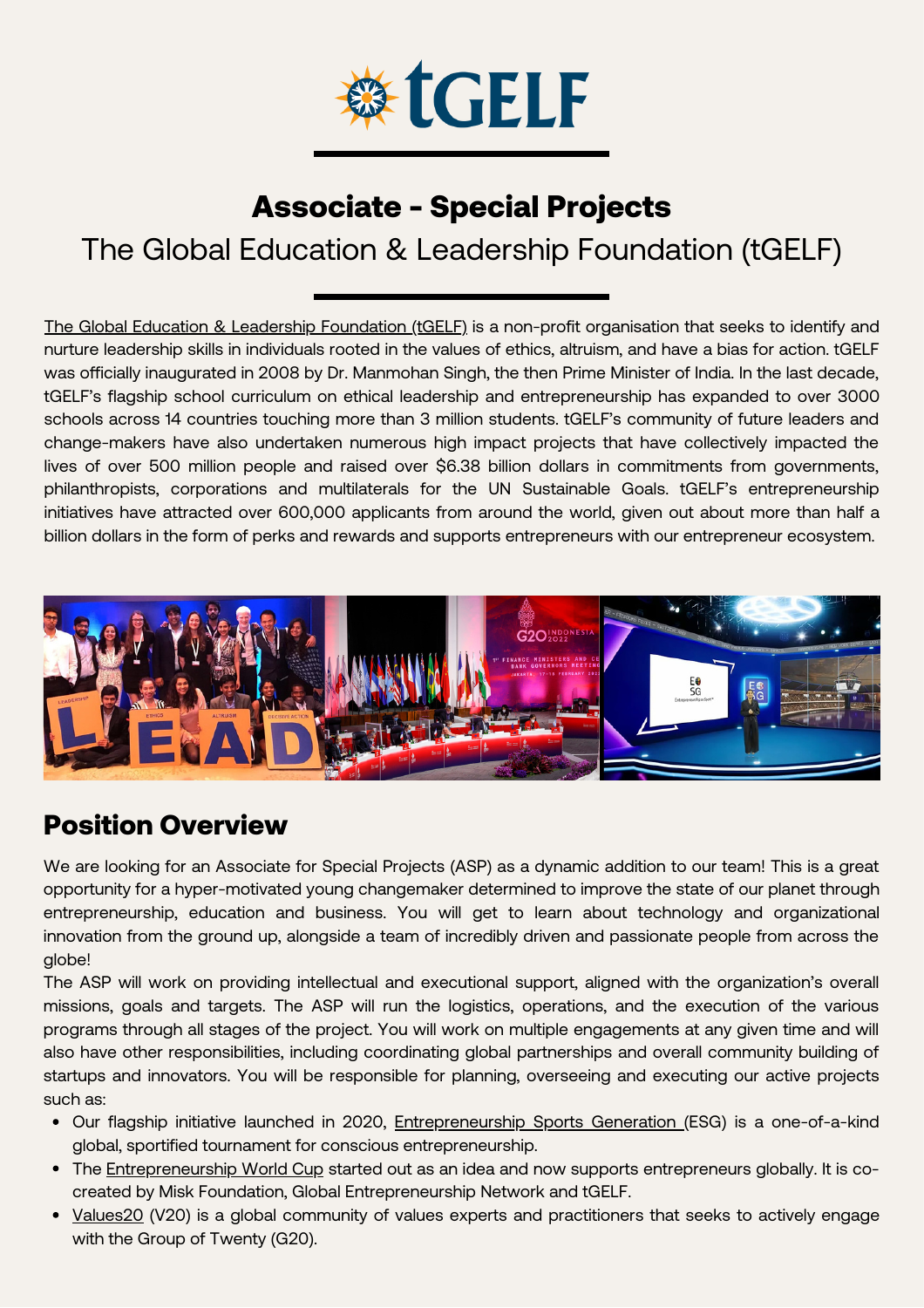# Associate - Special Projects

## The Global Education & Leadership Foundation (tGELF)

The Global Education & Leadership Foundation (tGELF) is a non-profit organisation that seeks to identify and nurture leadership skills in individuals rooted in the values of ethics, altruism, and have a bias for action. tGELF was officially inaugurated in 2008 by Dr. Manmohan Singh, the then Prime Minister of India. In the last decade, tGELF's flagship school curriculum on ethical leadership and entrepreneurship has expanded to over 3000 schools across 14 countries touching more than 3 million students. tGELF's community of future leaders and change-makers have also undertaken numerous high impact projects that have collectively impacted the lives of over 500 million people and raised over $6.38 billion dollars in commitments from governments, philanthropists, corporations and multilaterals for the UN Sustainable Goals. tGELF's entrepreneurship initiatives have attracted over 600,000 applicants from around the world, given out about more than half a billion dollars in the form of perks and rewards and supports entrepreneurs with our entrepreneur ecosystem.

## Position Overview

We are looking for an Associate for Special Projects (ASP) as a dynamic addition to our team! This is a great opportunity for a hyper-motivated young changemaker determined to improve the state of our planet through entrepreneurship, education and business. You will get to learn about technology and organizational innovation from the ground up, alongside a team of incredibly driven and passionate people from across the globe!

The ASP will work on providing intellectual and executional support, aligned with the organization's overall missions, goals and targets. The ASP will run the logistics, operations, and the execution of the various programs through all stages of the project. You will work on multiple engagements at any given time and will also have other responsibilities, including coordinating global partnerships and overall community building of startups and innovators. You will be responsible for planning, overseeing and executing our active projects such as:

- Our flagship initiative launched in 2020, Entrepreneurship Sports Generation (ESG) is a one-of-a-kind global, sportified tournament for conscious entrepreneurship.
- The Entrepreneurship World Cup started out as an idea and now supports entrepreneurs globally. It is co-created by Misk Foundation, Global Entrepreneurship Network and tGELF.
- Values20 (V20) is a global community of values experts and practitioners that seeks to actively engage with the Group of Twenty (G20).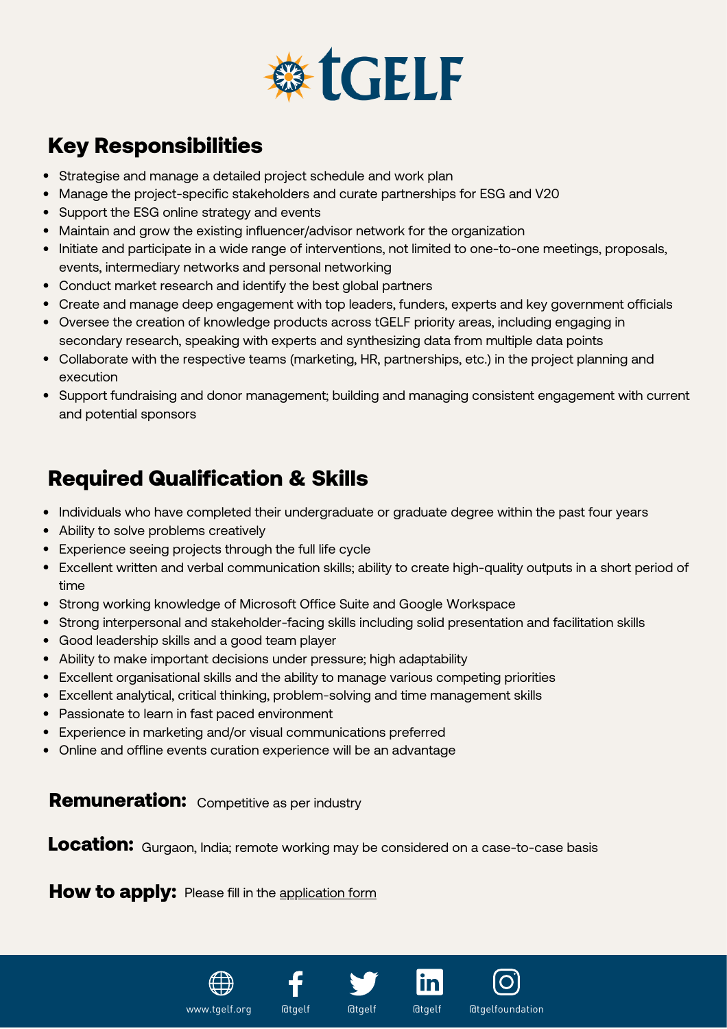tGELF

## Key Responsibilities

- Strategise and manage a detailed project schedule and work plan
- Manage the project-specific stakeholders and curate partnerships for ESG and V20
- Support the ESG online strategy and events
- Maintain and grow the existing influencer/advisor network for the organization
- Initiate and participate in a wide range of interventions, not limited to one-to-one meetings, proposals, events, intermediary networks and personal networking
- Conduct market research and identify the best global partners
- Create and manage deep engagement with top leaders, funders, experts and key government officials
- Oversee the creation of knowledge products across tGELF priority areas, including engaging in secondary research, speaking with experts and synthesizing data from multiple data points
- Collaborate with the respective teams (marketing, HR, partnerships, etc.) in the project planning and execution
- Support fundraising and donor management; building and managing consistent engagement with current and potential sponsors

## Required Qualification & Skills

- Individuals who have completed their undergraduate or graduate degree within the past four years
- Ability to solve problems creatively
- Experience seeing projects through the full life cycle
- Excellent written and verbal communication skills; ability to create high-quality outputs in a short period of time
- Strong working knowledge of Microsoft Office Suite and Google Workspace
- Strong interpersonal and stakeholder-facing skills including solid presentation and facilitation skills
- Good leadership skills and a good team player
- Ability to make important decisions under pressure; high adaptability
- Excellent organisational skills and the ability to manage various competing priorities
- Excellent analytical, critical thinking, problem-solving and time management skills
- Passionate to learn in fast paced environment
- Experience in marketing and/or visual communications preferred
- Online and offline events curation experience will be an advantage

**Remuneration:** Competitive as per industry

**Location:** Gurgaon, India; remote working may be considered on a case-to-case basis

**How to apply:** Please fill in the application form

www.tgelf.org @tgelf @tgelf @tgelf @tgelfoundation